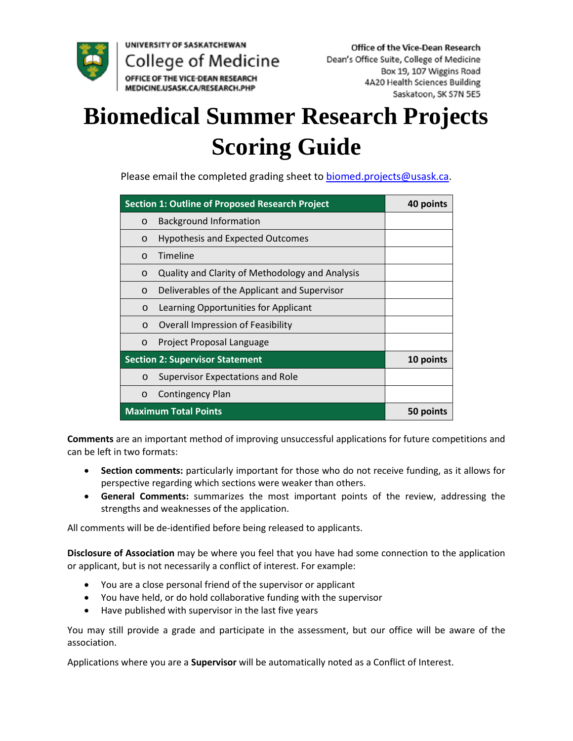UNIVERSITY OF SASKATCHEWAN
College of Medicine
OFFICE OF THE VICE-DEAN RESEARCH
MEDICINE.USASK.CA/RESEARCH.PHP

Office of the Vice-Dean Research
Dean's Office Suite, College of Medicine
Box 19, 107 Wiggins Road
4A20 Health Sciences Building
Saskatoon, SK S7N 5E5

# Biomedical Summer Research Projects Scoring Guide

Please email the completed grading sheet to biomed.projects@usask.ca.

| Section 1: Outline of Proposed Research Project | 40 points |
|---|---|
| o Background Information | |
| o Hypothesis and Expected Outcomes | |
| o Timeline | |
| o Quality and Clarity of Methodology and Analysis | |
| o Deliverables of the Applicant and Supervisor | |
| o Learning Opportunities for Applicant | |
| o Overall Impression of Feasibility | |
| o Project Proposal Language | |
| **Section 2: Supervisor Statement** | **10 points** |
| o Supervisor Expectations and Role | |
| o Contingency Plan | |
| **Maximum Total Points** | **50 points** |

**Comments** are an important method of improving unsuccessful applications for future competitions and can be left in two formats:

- **Section comments:** particularly important for those who do not receive funding, as it allows for perspective regarding which sections were weaker than others.
- **General Comments:** summarizes the most important points of the review, addressing the strengths and weaknesses of the application.

All comments will be de-identified before being released to applicants.

**Disclosure of Association** may be where you feel that you have had some connection to the application or applicant, but is not necessarily a conflict of interest. For example:

- You are a close personal friend of the supervisor or applicant
- You have held, or do hold collaborative funding with the supervisor
- Have published with supervisor in the last five years

You may still provide a grade and participate in the assessment, but our office will be aware of the association.

Applications where you are a **Supervisor** will be automatically noted as a Conflict of Interest.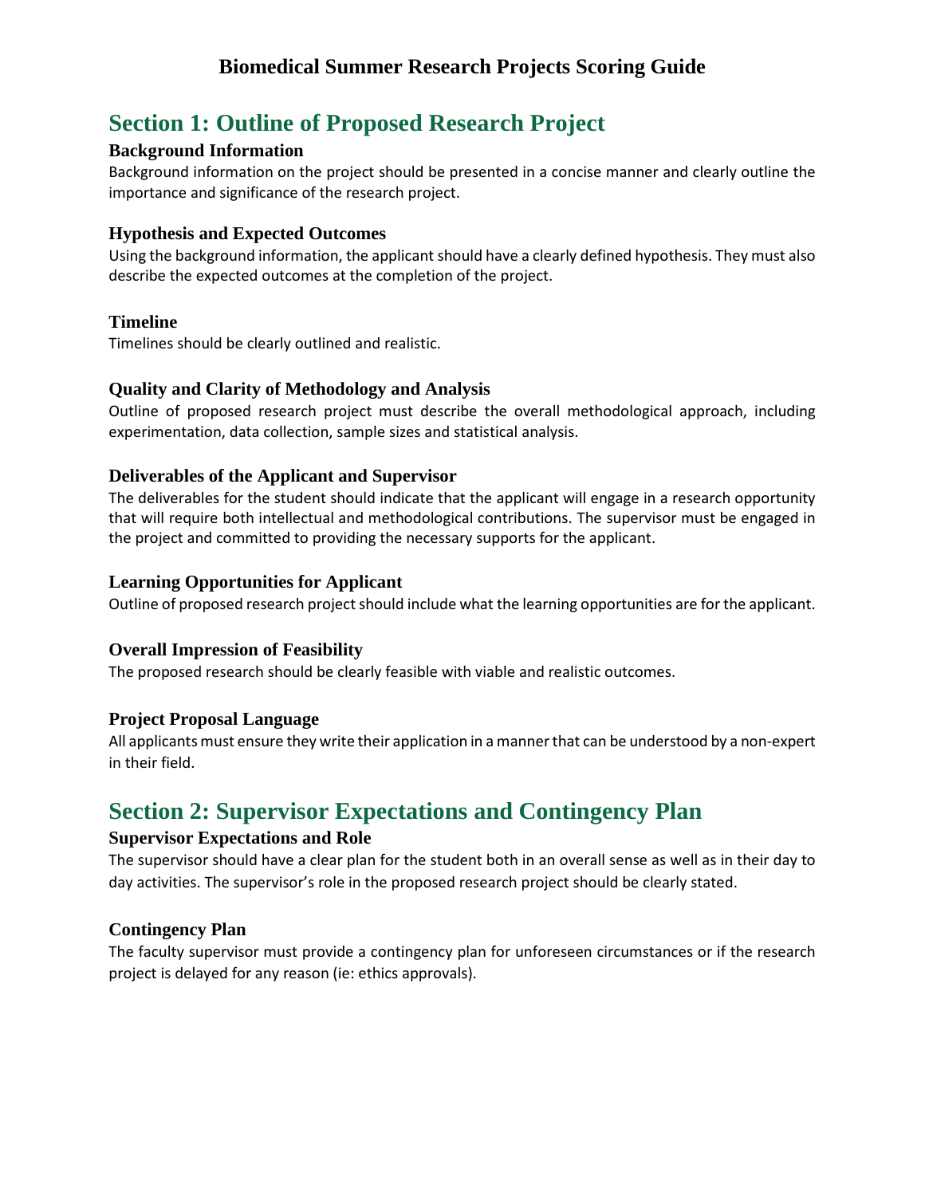# Biomedical Summer Research Projects Scoring Guide

## Section 1: Outline of Proposed Research Project

### Background Information

Background information on the project should be presented in a concise manner and clearly outline the importance and significance of the research project.

### Hypothesis and Expected Outcomes

Using the background information, the applicant should have a clearly defined hypothesis. They must also describe the expected outcomes at the completion of the project.

### Timeline

Timelines should be clearly outlined and realistic.

### Quality and Clarity of Methodology and Analysis

Outline of proposed research project must describe the overall methodological approach, including experimentation, data collection, sample sizes and statistical analysis.

### Deliverables of the Applicant and Supervisor

The deliverables for the student should indicate that the applicant will engage in a research opportunity that will require both intellectual and methodological contributions. The supervisor must be engaged in the project and committed to providing the necessary supports for the applicant.

### Learning Opportunities for Applicant

Outline of proposed research project should include what the learning opportunities are for the applicant.

### Overall Impression of Feasibility

The proposed research should be clearly feasible with viable and realistic outcomes.

### Project Proposal Language

All applicants must ensure they write their application in a manner that can be understood by a non-expert in their field.

## Section 2: Supervisor Expectations and Contingency Plan

### Supervisor Expectations and Role

The supervisor should have a clear plan for the student both in an overall sense as well as in their day to day activities. The supervisor's role in the proposed research project should be clearly stated.

### Contingency Plan

The faculty supervisor must provide a contingency plan for unforeseen circumstances or if the research project is delayed for any reason (ie: ethics approvals).